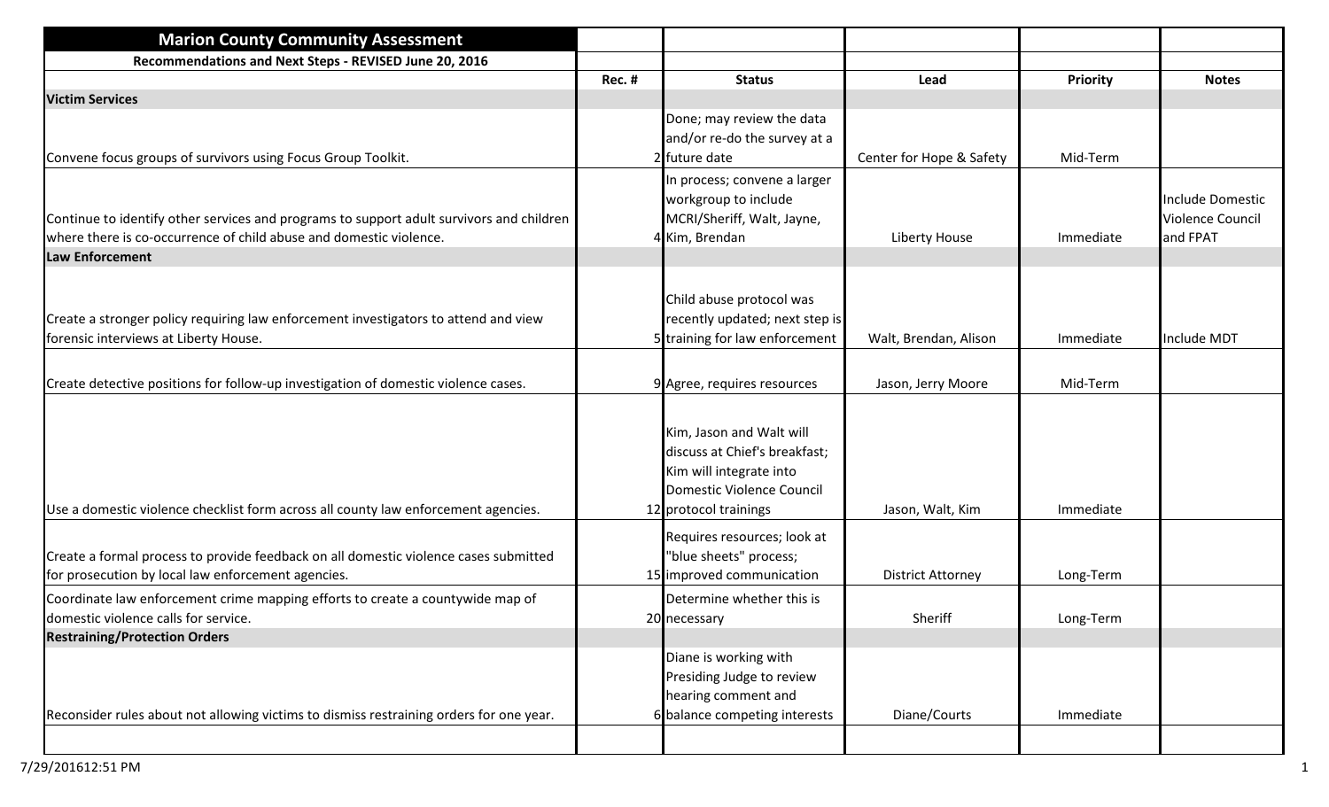# Marion County Community Assessment

**Recommendations and Next Steps - REVISED June 20, 2016**

| | Rec. # | Status | Lead | Priority | Notes |
|---|---|---|---|---|---|
| **Victim Services** | | | | | |
| Convene focus groups of survivors using Focus Group Toolkit. | 2 | Done; may review the data and/or re-do the survey at a future date | Center for Hope & Safety | Mid-Term | |
| Continue to identify other services and programs to support adult survivors and children where there is co-occurrence of child abuse and domestic violence. | 4 | In process; convene a larger workgroup to include MCRI/Sheriff, Walt, Jayne, Kim, Brendan | Liberty House | Immediate | Include Domestic Violence Council and FPAT |
| **Law Enforcement** | | | | | |
| Create a stronger policy requiring law enforcement investigators to attend and view forensic interviews at Liberty House. | 5 | Child abuse protocol was recently updated; next step is training for law enforcement | Walt, Brendan, Alison | Immediate | Include MDT |
| Create detective positions for follow-up investigation of domestic violence cases. | 9 | Agree, requires resources | Jason, Jerry Moore | Mid-Term | |
| Use a domestic violence checklist form across all county law enforcement agencies. | 12 | Kim, Jason and Walt will discuss at Chief's breakfast; Kim will integrate into Domestic Violence Council protocol trainings | Jason, Walt, Kim | Immediate | |
| Create a formal process to provide feedback on all domestic violence cases submitted for prosecution by local law enforcement agencies. | 15 | Requires resources; look at "blue sheets" process; improved communication | District Attorney | Long-Term | |
| Coordinate law enforcement crime mapping efforts to create a countywide map of domestic violence calls for service. | 20 | Determine whether this is necessary | Sheriff | Long-Term | |
| **Restraining/Protection Orders** | | | | | |
| Reconsider rules about not allowing victims to dismiss restraining orders for one year. | 6 | Diane is working with Presiding Judge to review hearing comment and balance competing interests | Diane/Courts | Immediate | |

7/29/201612:51 PM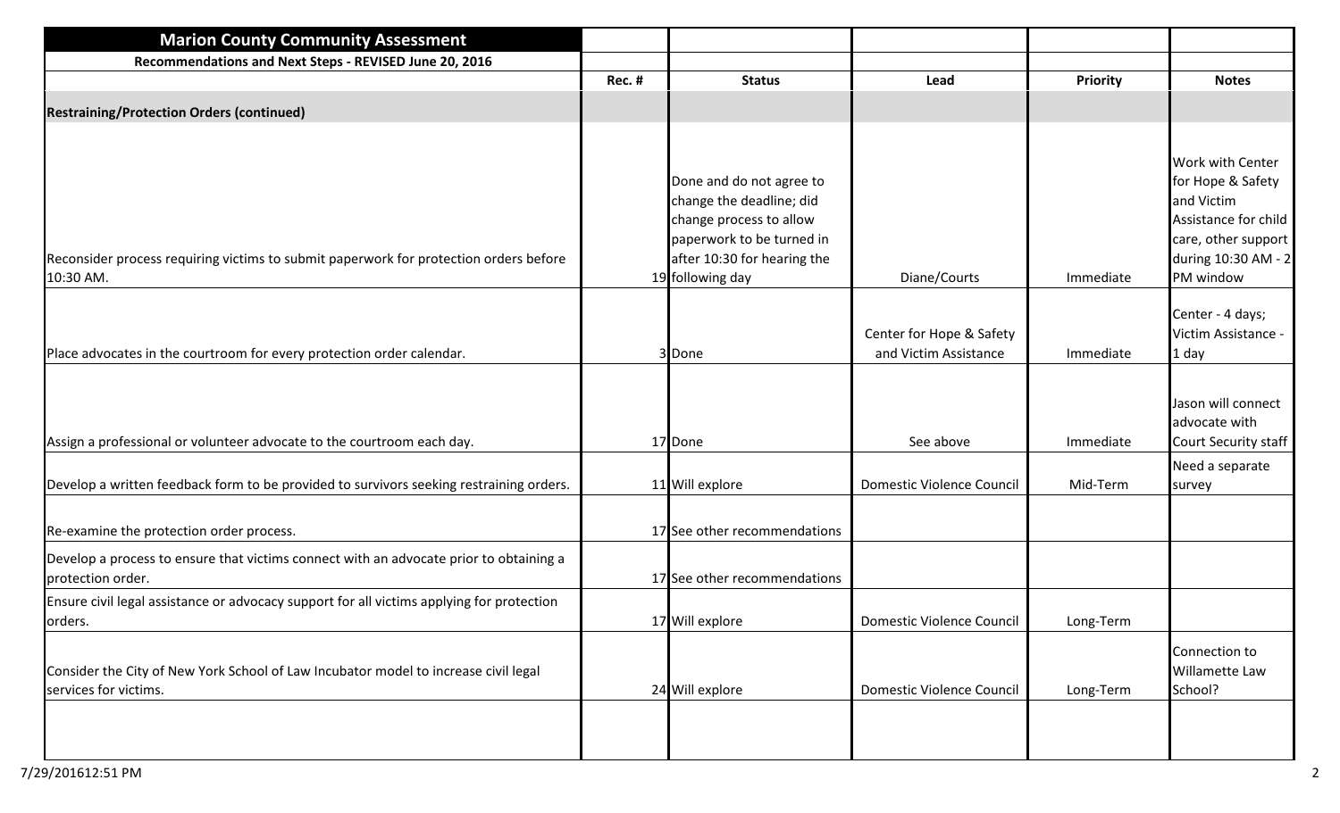## Marion County Community Assessment

**Recommendations and Next Steps - REVISED June 20, 2016**

| | Rec. # | Status | Lead | Priority | Notes |
|---|---|---|---|---|---|
| **Restraining/Protection Orders (continued)** | | | | | |
| Reconsider process requiring victims to submit paperwork for protection orders before 10:30 AM. | 19 | Done and do not agree to change the deadline; did change process to allow paperwork to be turned in after 10:30 for hearing the following day | Diane/Courts | Immediate | Work with Center for Hope & Safety and Victim Assistance for child care, other support during 10:30 AM - 2 PM window |
| Place advocates in the courtroom for every protection order calendar. | 3 | Done | Center for Hope & Safety and Victim Assistance | Immediate | Center - 4 days; Victim Assistance - 1 day |
| Assign a professional or volunteer advocate to the courtroom each day. | 17 | Done | See above | Immediate | Jason will connect advocate with Court Security staff |
| Develop a written feedback form to be provided to survivors seeking restraining orders. | 11 | Will explore | Domestic Violence Council | Mid-Term | Need a separate survey |
| Re-examine the protection order process. | 17 | See other recommendations | | | |
| Develop a process to ensure that victims connect with an advocate prior to obtaining a protection order. | 17 | See other recommendations | | | |
| Ensure civil legal assistance or advocacy support for all victims applying for protection orders. | 17 | Will explore | Domestic Violence Council | Long-Term | |
| Consider the City of New York School of Law Incubator model to increase civil legal services for victims. | 24 | Will explore | Domestic Violence Council | Long-Term | Connection to Willamette Law School? |
| | | | | | |

7/29/2016 12:51 PM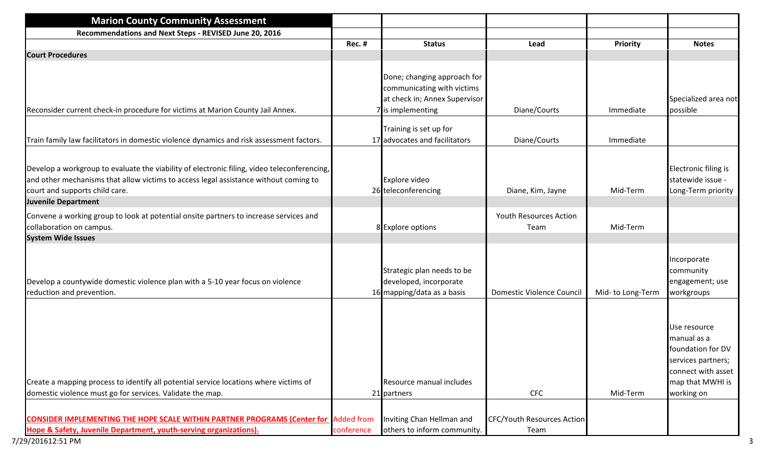| Marion County Community Assessment | | | | | |
|---|---|---|---|---|---|
| **Recommendations and Next Steps - REVISED June 20, 2016** | | | | | |
| | **Rec. #** | **Status** | **Lead** | **Priority** | **Notes** |
| **Court Procedures** | | | | | |
| Reconsider current check-in procedure for victims at Marion County Jail Annex. | 7 | Done; changing approach for communicating with victims at check in; Annex Supervisor is implementing | Diane/Courts | Immediate | Specialized area not possible |
| Train family law facilitators in domestic violence dynamics and risk assessment factors. | 17 | Training is set up for advocates and facilitators | Diane/Courts | Immediate | |
| Develop a workgroup to evaluate the viability of electronic filing, video teleconferencing, and other mechanisms that allow victims to access legal assistance without coming to court and supports child care. | 26 | Explore video teleconferencing | Diane, Kim, Jayne | Mid-Term | Electronic filing is statewide issue - Long-Term priority |
| **Juvenile Department** | | | | | |
| Convene a working group to look at potential onsite partners to increase services and collaboration on campus. | 8 | Explore options | Youth Resources Action Team | Mid-Term | |
| **System Wide Issues** | | | | | |
| Develop a countywide domestic violence plan with a 5-10 year focus on violence reduction and prevention. | 16 | Strategic plan needs to be developed, incorporate mapping/data as a basis | Domestic Violence Council | Mid- to Long-Term | Incorporate community engagement; use workgroups |
| Create a mapping process to identify all potential service locations where victims of domestic violence must go for services. Validate the map. | 21 | Resource manual includes partners | CFC | Mid-Term | Use resource manual as a foundation for DV services partners; connect with asset map that MWHI is working on |
| **CONSIDER IMPLEMENTING THE HOPE SCALE WITHIN PARTNER PROGRAMS (Center for Hope & Safety, Juvenile Department, youth-serving organizations).** | Added from conference | Inviting Chan Hellman and others to inform community. | CFC/Youth Resources Action Team | | |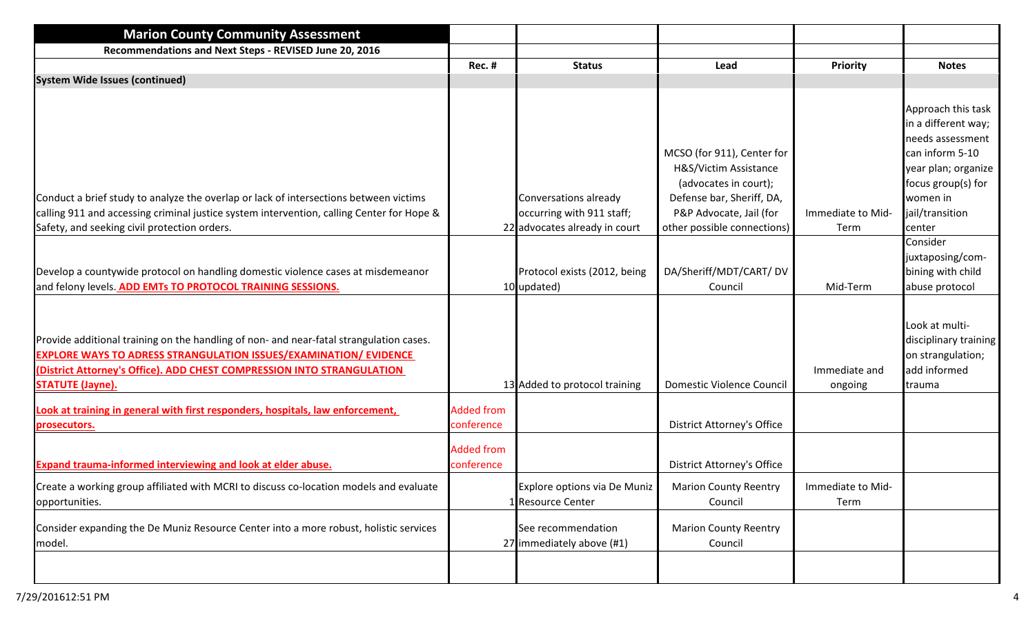| Marion County Community Assessment | | | | | |
|---|---|---|---|---|---|
| **Recommendations and Next Steps - REVISED June 20, 2016** | | | | | |
| | **Rec. #** | **Status** | **Lead** | **Priority** | **Notes** |
| **System Wide Issues (continued)** | | | | | |
| Conduct a brief study to analyze the overlap or lack of intersections between victims calling 911 and accessing criminal justice system intervention, calling Center for Hope & Safety, and seeking civil protection orders. | 22 | Conversations already occurring with 911 staff; advocates already in court | MCSO (for 911), Center for H&S/Victim Assistance (advocates in court); Defense bar, Sheriff, DA, P&P Advocate, Jail (for other possible connections) | Immediate to Mid-Term | Approach this task in a different way; needs assessment can inform 5-10 year plan; organize focus group(s) for women in jail/transition center |
| Develop a countywide protocol on handling domestic violence cases at misdemeanor and felony levels. **ADD EMTs TO PROTOCOL TRAINING SESSIONS.** | 10 | Protocol exists (2012, being updated) | DA/Sheriff/MDT/CART/ DV Council | Mid-Term | Consider juxtaposing/com-bining with child abuse protocol |
| Provide additional training on the handling of non- and near-fatal strangulation cases. **EXPLORE WAYS TO ADRESS STRANGULATION ISSUES/EXAMINATION/ EVIDENCE (District Attorney's Office). ADD CHEST COMPRESSION INTO STRANGULATION STATUTE (Jayne).** | 13 | Added to protocol training | Domestic Violence Council | Immediate and ongoing | Look at multi-disciplinary training on strangulation; add informed trauma |
| **Look at training in general with first responders, hospitals, law enforcement, prosecutors.** | Added from conference | | District Attorney's Office | | |
| **Expand trauma-informed interviewing and look at elder abuse.** | Added from conference | | District Attorney's Office | | |
| Create a working group affiliated with MCRI to discuss co-location models and evaluate opportunities. | 1 | Explore options via De Muniz Resource Center | Marion County Reentry Council | Immediate to Mid-Term | |
| Consider expanding the De Muniz Resource Center into a more robust, holistic services model. | 27 | See recommendation immediately above (#1) | Marion County Reentry Council | | |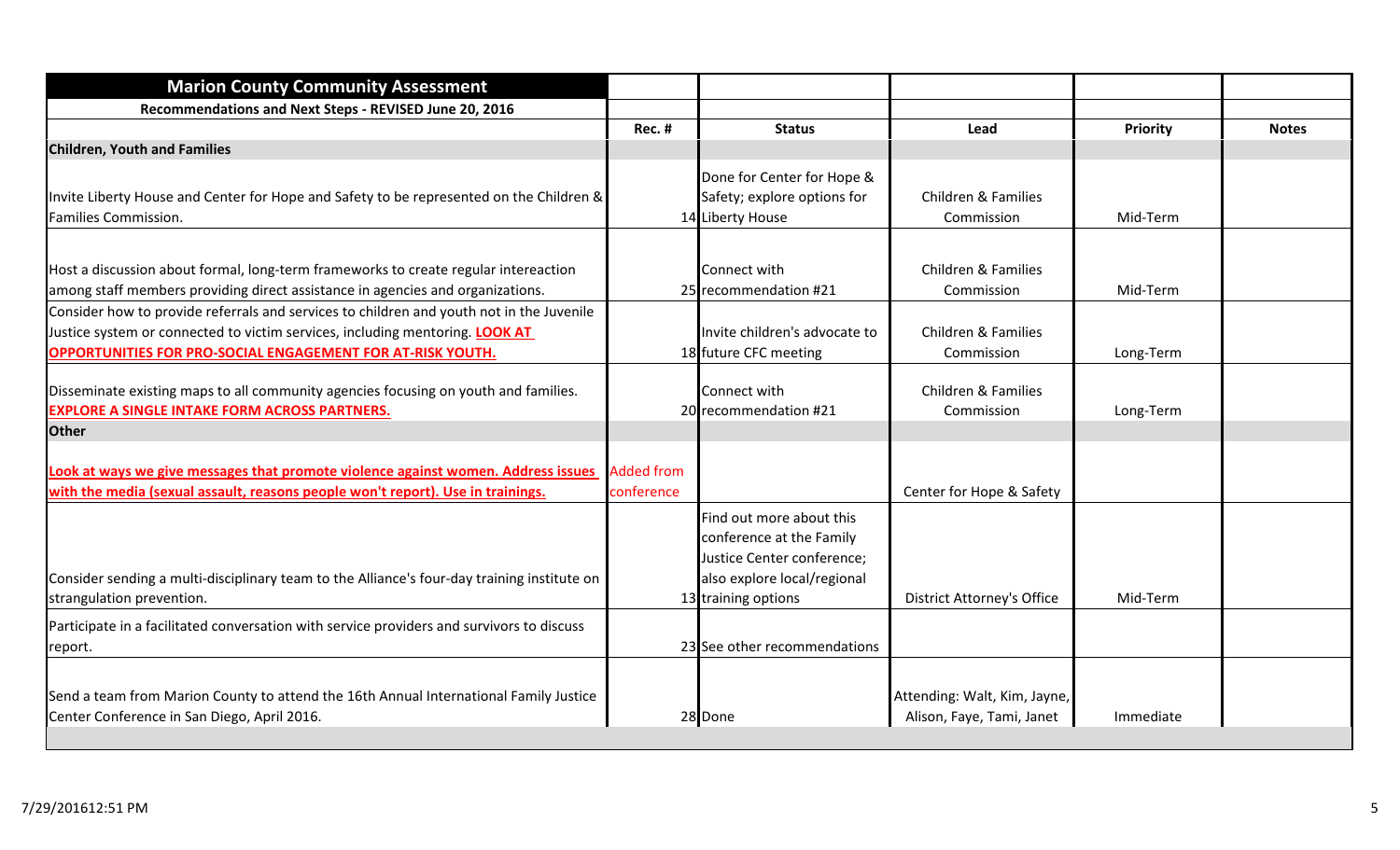| Marion County Community Assessment | | | | | |
|---|---|---|---|---|---|
| **Recommendations and Next Steps - REVISED June 20, 2016** | | | | | |
| | **Rec. #** | **Status** | **Lead** | **Priority** | **Notes** |
| **Children, Youth and Families** | | | | | |
| Invite Liberty House and Center for Hope and Safety to be represented on the Children & Families Commission. | 14 | Done for Center for Hope & Safety; explore options for Liberty House | Children & Families Commission | Mid-Term | |
| Host a discussion about formal, long-term frameworks to create regular intereaction among staff members providing direct assistance in agencies and organizations. | 25 | Connect with recommendation #21 | Children & Families Commission | Mid-Term | |
| Consider how to provide referrals and services to children and youth not in the Juvenile Justice system or connected to victim services, including mentoring. **LOOK AT OPPORTUNITIES FOR PRO-SOCIAL ENGAGEMENT FOR AT-RISK YOUTH.** | 18 | Invite children's advocate to future CFC meeting | Children & Families Commission | Long-Term | |
| Disseminate existing maps to all community agencies focusing on youth and families. **EXPLORE A SINGLE INTAKE FORM ACROSS PARTNERS.** | 20 | Connect with recommendation #21 | Children & Families Commission | Long-Term | |
| **Other** | | | | | |
| **Look at ways we give messages that promote violence against women. Address issues with the media (sexual assault, reasons people won't report). Use in trainings.** | Added from conference | | Center for Hope & Safety | | |
| Consider sending a multi-disciplinary team to the Alliance's four-day training institute on strangulation prevention. | 13 | Find out more about this conference at the Family Justice Center conference; also explore local/regional training options | District Attorney's Office | Mid-Term | |
| Participate in a facilitated conversation with service providers and survivors to discuss report. | 23 | See other recommendations | | | |
| Send a team from Marion County to attend the 16th Annual International Family Justice Center Conference in San Diego, April 2016. | 28 | Done | Attending: Walt, Kim, Jayne, Alison, Faye, Tami, Janet | Immediate | |